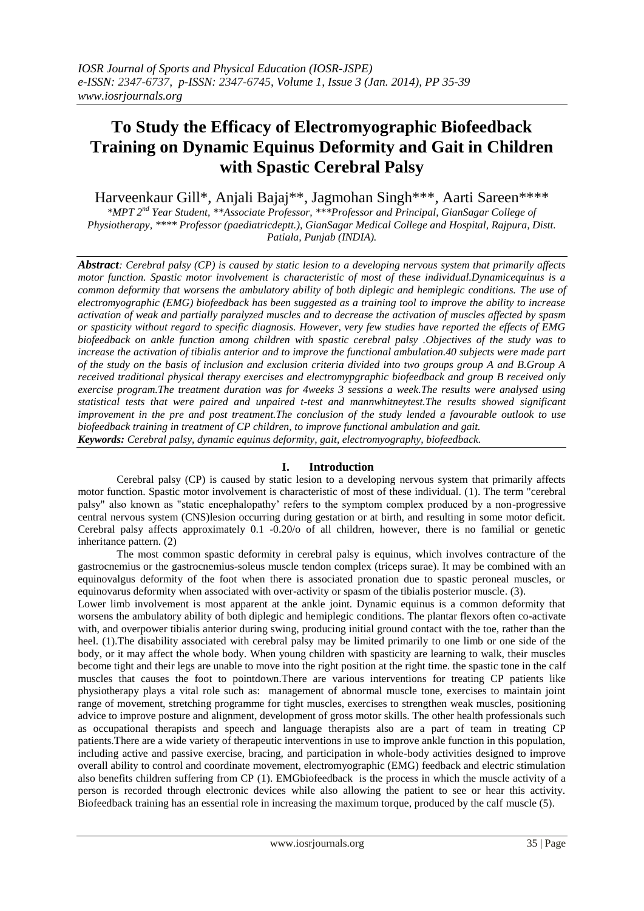# To Study the Efficacy of Electromyographic Biofeedback Training on Dynamic Equinus Deformity and Gait in Children with Spastic Cerebral Palsy

Harveenkaur Gill*, Anjali Bajaj**, Jagmohan Singh***, Aarti Sareen****

*\*MPT 2nd Year Student, \*\*Associate Professor, \*\*\*Professor and Principal, GianSagar College of Physiotherapy, \*\*\*\* Professor (paediatricdeptt.), GianSagar Medical College and Hospital, Rajpura, Distt. Patiala, Punjab (INDIA).*

***Abstract**: Cerebral palsy (CP) is caused by static lesion to a developing nervous system that primarily affects motor function. Spastic motor involvement is characteristic of most of these individual.Dynamicequinus is a common deformity that worsens the ambulatory ability of both diplegic and hemiplegic conditions. The use of electromyographic (EMG) biofeedback has been suggested as a training tool to improve the ability to increase activation of weak and partially paralyzed muscles and to decrease the activation of muscles affected by spasm or spasticity without regard to specific diagnosis. However, very few studies have reported the effects of EMG biofeedback on ankle function among children with spastic cerebral palsy .Objectives of the study was to increase the activation of tibialis anterior and to improve the functional ambulation.40 subjects were made part of the study on the basis of inclusion and exclusion criteria divided into two groups group A and B.Group A received traditional physical therapy exercises and electromypgraphic biofeedback and group B received only exercise program.The treatment duration was for 4weeks 3 sessions a week.The results were analysed using statistical tests that were paired and unpaired t-test and mannwhitneytest.The results showed significant improvement in the pre and post treatment.The conclusion of the study lended a favourable outlook to use biofeedback training in treatment of CP children, to improve functional ambulation and gait.*

***Keywords:** Cerebral palsy, dynamic equinus deformity, gait, electromyography, biofeedback.*

## I. Introduction

Cerebral palsy (CP) is caused by static lesion to a developing nervous system that primarily affects motor function. Spastic motor involvement is characteristic of most of these individual. (1). The term "cerebral palsy" also known as "static encephalopathy' refers to the symptom complex produced by a non-progressive central nervous system (CNS)lesion occurring during gestation or at birth, and resulting in some motor deficit. Cerebral palsy affects approximately 0.1 -0.20/o of all children, however, there is no familial or genetic inheritance pattern. (2)

The most common spastic deformity in cerebral palsy is equinus, which involves contracture of the gastrocnemius or the gastrocnemius-soleus muscle tendon complex (triceps surae). It may be combined with an equinovalgus deformity of the foot when there is associated pronation due to spastic peroneal muscles, or equinovarus deformity when associated with over-activity or spasm of the tibialis posterior muscle. (3).

Lower limb involvement is most apparent at the ankle joint. Dynamic equinus is a common deformity that worsens the ambulatory ability of both diplegic and hemiplegic conditions. The plantar flexors often co-activate with, and overpower tibialis anterior during swing, producing initial ground contact with the toe, rather than the heel. (1).The disability associated with cerebral palsy may be limited primarily to one limb or one side of the body, or it may affect the whole body. When young children with spasticity are learning to walk, their muscles become tight and their legs are unable to move into the right position at the right time. the spastic tone in the calf muscles that causes the foot to pointdown.There are various interventions for treating CP patients like physiotherapy plays a vital role such as: management of abnormal muscle tone, exercises to maintain joint range of movement, stretching programme for tight muscles, exercises to strengthen weak muscles, positioning advice to improve posture and alignment, development of gross motor skills. The other health professionals such as occupational therapists and speech and language therapists also are a part of team in treating CP patients.There are a wide variety of therapeutic interventions in use to improve ankle function in this population, including active and passive exercise, bracing, and participation in whole-body activities designed to improve overall ability to control and coordinate movement, electromyographic (EMG) feedback and electric stimulation also benefits children suffering from CP (1). EMGbiofeedback is the process in which the muscle activity of a person is recorded through electronic devices while also allowing the patient to see or hear this activity. Biofeedback training has an essential role in increasing the maximum torque, produced by the calf muscle (5).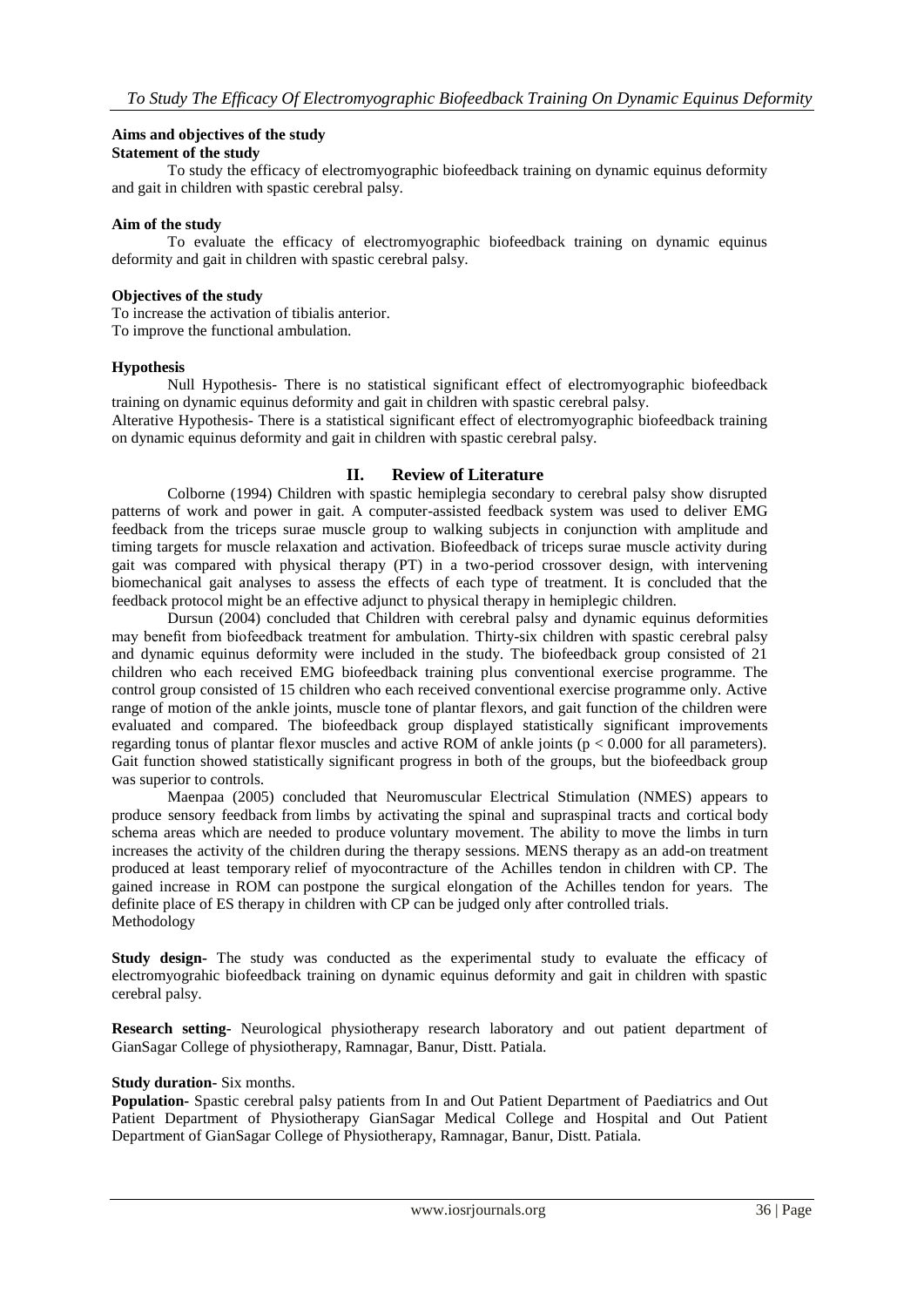#### Aims and objectives of the study

**Statement of the study**

To study the efficacy of electromyographic biofeedback training on dynamic equinus deformity and gait in children with spastic cerebral palsy.

**Aim of the study**

To evaluate the efficacy of electromyographic biofeedback training on dynamic equinus deformity and gait in children with spastic cerebral palsy.

**Objectives of the study**

To increase the activation of tibialis anterior.
To improve the functional ambulation.

**Hypothesis**

Null Hypothesis- There is no statistical significant effect of electromyographic biofeedback training on dynamic equinus deformity and gait in children with spastic cerebral palsy.
Alterative Hypothesis- There is a statistical significant effect of electromyographic biofeedback training on dynamic equinus deformity and gait in children with spastic cerebral palsy.

## II. Review of Literature

Colborne (1994) Children with spastic hemiplegia secondary to cerebral palsy show disrupted patterns of work and power in gait. A computer-assisted feedback system was used to deliver EMG feedback from the triceps surae muscle group to walking subjects in conjunction with amplitude and timing targets for muscle relaxation and activation. Biofeedback of triceps surae muscle activity during gait was compared with physical therapy (PT) in a two-period crossover design, with intervening biomechanical gait analyses to assess the effects of each type of treatment. It is concluded that the feedback protocol might be an effective adjunct to physical therapy in hemiplegic children.

Dursun (2004) concluded that Children with cerebral palsy and dynamic equinus deformities may benefit from biofeedback treatment for ambulation. Thirty-six children with spastic cerebral palsy and dynamic equinus deformity were included in the study. The biofeedback group consisted of 21 children who each received EMG biofeedback training plus conventional exercise programme. The control group consisted of 15 children who each received conventional exercise programme only. Active range of motion of the ankle joints, muscle tone of plantar flexors, and gait function of the children were evaluated and compared. The biofeedback group displayed statistically significant improvements regarding tonus of plantar flexor muscles and active ROM of ankle joints ($p < 0.000$ for all parameters). Gait function showed statistically significant progress in both of the groups, but the biofeedback group was superior to controls.

Maenpaa (2005) concluded that Neuromuscular Electrical Stimulation (NMES) appears to produce sensory feedback from limbs by activating the spinal and supraspinal tracts and cortical body schema areas which are needed to produce voluntary movement. The ability to move the limbs in turn increases the activity of the children during the therapy sessions. MENS therapy as an add-on treatment produced at least temporary relief of myocontracture of the Achilles tendon in children with CP. The gained increase in ROM can postpone the surgical elongation of the Achilles tendon for years. The definite place of ES therapy in children with CP can be judged only after controlled trials.

Methodology

**Study design-** The study was conducted as the experimental study to evaluate the efficacy of electromyograhic biofeedback training on dynamic equinus deformity and gait in children with spastic cerebral palsy.

**Research setting-** Neurological physiotherapy research laboratory and out patient department of GianSagar College of physiotherapy, Ramnagar, Banur, Distt. Patiala.

**Study duration-** Six months.

**Population-** Spastic cerebral palsy patients from In and Out Patient Department of Paediatrics and Out Patient Department of Physiotherapy GianSagar Medical College and Hospital and Out Patient Department of GianSagar College of Physiotherapy, Ramnagar, Banur, Distt. Patiala.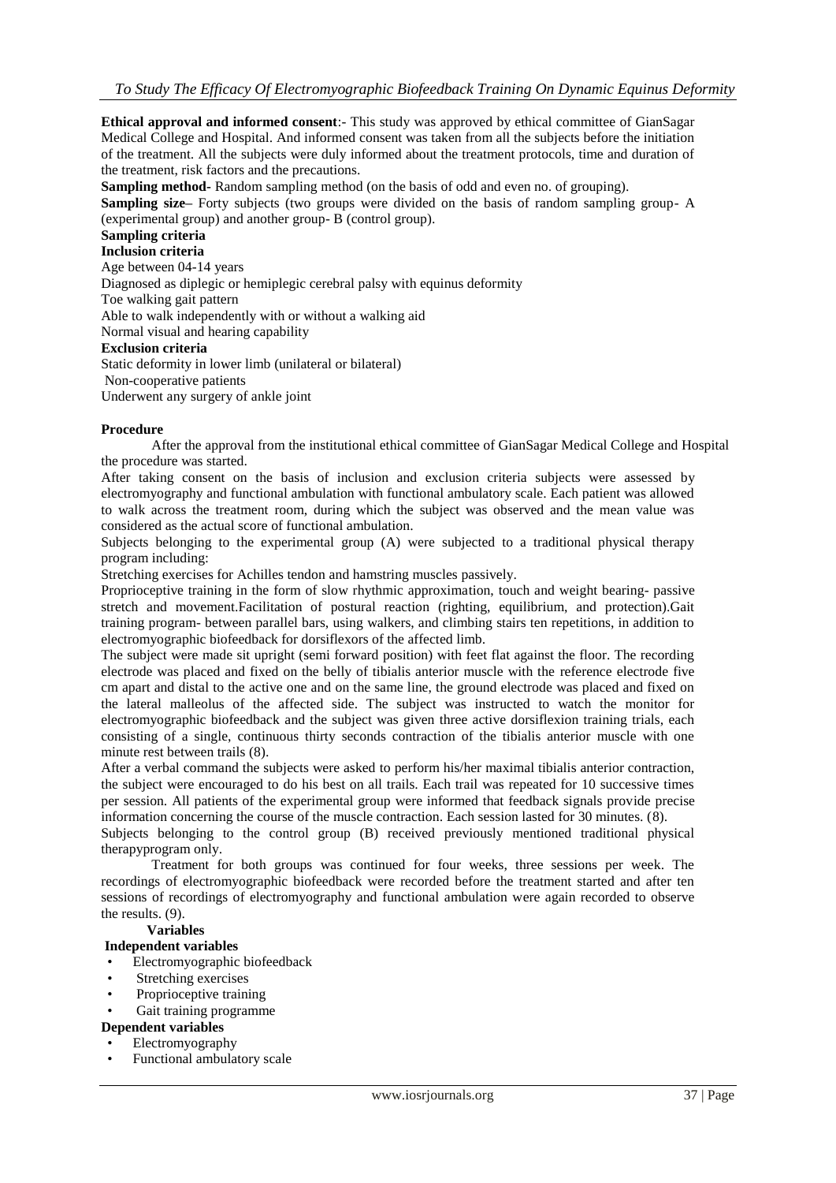**Ethical approval and informed consent**:- This study was approved by ethical committee of GianSagar Medical College and Hospital. And informed consent was taken from all the subjects before the initiation of the treatment. All the subjects were duly informed about the treatment protocols, time and duration of the treatment, risk factors and the precautions.

**Sampling method**- Random sampling method (on the basis of odd and even no. of grouping).

**Sampling size**– Forty subjects (two groups were divided on the basis of random sampling group- A (experimental group) and another group- B (control group).

**Sampling criteria**

**Inclusion criteria**

Age between 04-14 years

Diagnosed as diplegic or hemiplegic cerebral palsy with equinus deformity

Toe walking gait pattern

Able to walk independently with or without a walking aid

Normal visual and hearing capability

**Exclusion criteria**

Static deformity in lower limb (unilateral or bilateral)

Non-cooperative patients

Underwent any surgery of ankle joint

**Procedure**

After the approval from the institutional ethical committee of GianSagar Medical College and Hospital the procedure was started.

After taking consent on the basis of inclusion and exclusion criteria subjects were assessed by electromyography and functional ambulation with functional ambulatory scale. Each patient was allowed to walk across the treatment room, during which the subject was observed and the mean value was considered as the actual score of functional ambulation.

Subjects belonging to the experimental group (A) were subjected to a traditional physical therapy program including:

Stretching exercises for Achilles tendon and hamstring muscles passively.

Proprioceptive training in the form of slow rhythmic approximation, touch and weight bearing- passive stretch and movement.Facilitation of postural reaction (righting, equilibrium, and protection).Gait training program- between parallel bars, using walkers, and climbing stairs ten repetitions, in addition to electromyographic biofeedback for dorsiflexors of the affected limb.

The subject were made sit upright (semi forward position) with feet flat against the floor. The recording electrode was placed and fixed on the belly of tibialis anterior muscle with the reference electrode five cm apart and distal to the active one and on the same line, the ground electrode was placed and fixed on the lateral malleolus of the affected side. The subject was instructed to watch the monitor for electromyographic biofeedback and the subject was given three active dorsiflexion training trials, each consisting of a single, continuous thirty seconds contraction of the tibialis anterior muscle with one minute rest between trails (8).

After a verbal command the subjects were asked to perform his/her maximal tibialis anterior contraction, the subject were encouraged to do his best on all trails. Each trail was repeated for 10 successive times per session. All patients of the experimental group were informed that feedback signals provide precise information concerning the course of the muscle contraction. Each session lasted for 30 minutes. (8).

Subjects belonging to the control group (B) received previously mentioned traditional physical therapyprogram only.

Treatment for both groups was continued for four weeks, three sessions per week. The recordings of electromyographic biofeedback were recorded before the treatment started and after ten sessions of recordings of electromyography and functional ambulation were again recorded to observe the results. (9).

**Variables**

**Independent variables**

- Electromyographic biofeedback
- Stretching exercises
- Proprioceptive training
- Gait training programme

**Dependent variables**

- Electromyography
- Functional ambulatory scale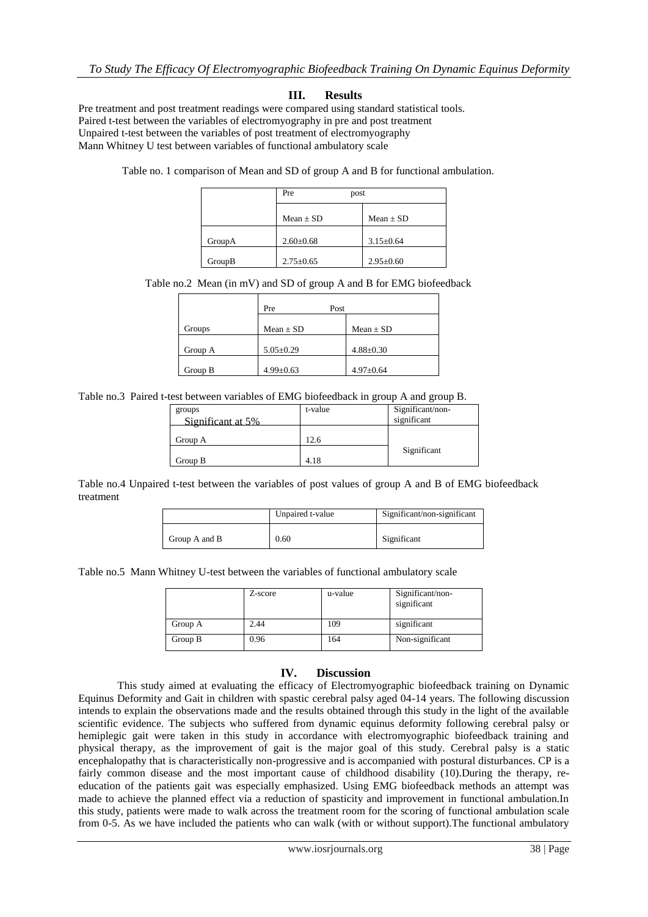## III. Results

Pre treatment and post treatment readings were compared using standard statistical tools.
Paired t-test between the variables of electromyography in pre and post treatment
Unpaired t-test between the variables of post treatment of electromyography
Mann Whitney U test between variables of functional ambulatory scale

Table no. 1 comparison of Mean and SD of group A and B for functional ambulation.

| | Pre | post |
|---|---|---|
| | Mean ± SD | Mean ± SD |
| GroupA | 2.60±0.68 | 3.15±0.64 |
| GroupB | 2.75±0.65 | 2.95±0.60 |

Table no.2 Mean (in mV) and SD of group A and B for EMG biofeedback

| | Pre | Post |
|---|---|---|
| Groups | Mean ± SD | Mean ± SD |
| Group A | 5.05±0.29 | 4.88±0.30 |
| Group B | 4.99±0.63 | 4.97±0.64 |

Table no.3 Paired t-test between variables of EMG biofeedback in group A and group B.

| groups Significant at 5% | t-value | Significant/non-significant |
|---|---|---|
| Group A | 12.6 | Significant |
| Group B | 4.18 | |

Table no.4 Unpaired t-test between the variables of post values of group A and B of EMG biofeedback treatment

| | Unpaired t-value | Significant/non-significant |
|---|---|---|
| Group A and B | 0.60 | Significant |

Table no.5 Mann Whitney U-test between the variables of functional ambulatory scale

| | Z-score | u-value | Significant/non-significant |
|---|---|---|---|
| Group A | 2.44 | 109 | significant |
| Group B | 0.96 | 164 | Non-significant |

## IV. Discussion

This study aimed at evaluating the efficacy of Electromyographic biofeedback training on Dynamic Equinus Deformity and Gait in children with spastic cerebral palsy aged 04-14 years. The following discussion intends to explain the observations made and the results obtained through this study in the light of the available scientific evidence. The subjects who suffered from dynamic equinus deformity following cerebral palsy or hemiplegic gait were taken in this study in accordance with electromyographic biofeedback training and physical therapy, as the improvement of gait is the major goal of this study. Cerebral palsy is a static encephalopathy that is characteristically non-progressive and is accompanied with postural disturbances. CP is a fairly common disease and the most important cause of childhood disability (10).During the therapy, re-education of the patients gait was especially emphasized. Using EMG biofeedback methods an attempt was made to achieve the planned effect via a reduction of spasticity and improvement in functional ambulation.In this study, patients were made to walk across the treatment room for the scoring of functional ambulation scale from 0-5. As we have included the patients who can walk (with or without support).The functional ambulatory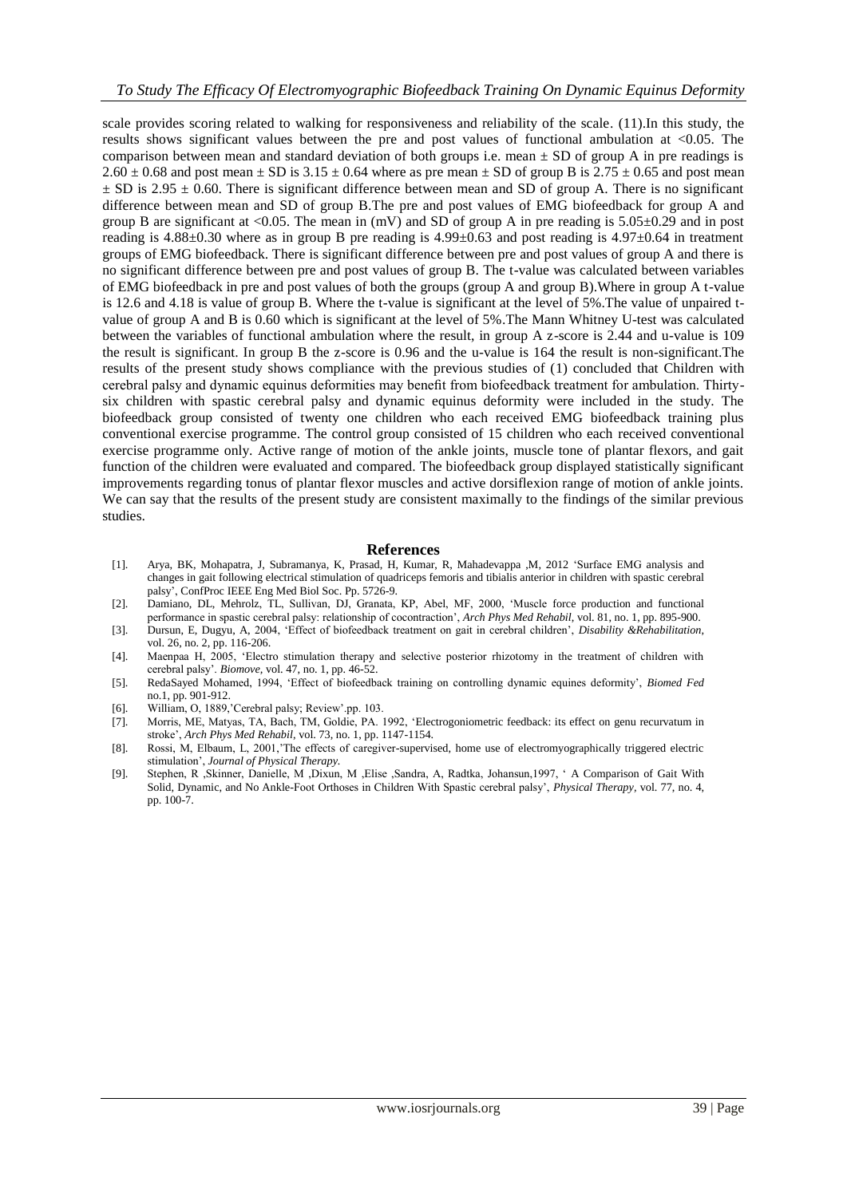scale provides scoring related to walking for responsiveness and reliability of the scale. (11).In this study, the results shows significant values between the pre and post values of functional ambulation at $<0.05$. The comparison between mean and standard deviation of both groups i.e. mean ± SD of group A in pre readings is $2.60 \pm 0.68$ and post mean ± SD is $3.15 \pm 0.64$ where as pre mean ± SD of group B is $2.75 \pm 0.65$ and post mean ± SD is $2.95 \pm 0.60$. There is significant difference between mean and SD of group A. There is no significant difference between mean and SD of group B.The pre and post values of EMG biofeedback for group A and group B are significant at $<0.05$. The mean in (mV) and SD of group A in pre reading is $5.05\pm0.29$ and in post reading is $4.88\pm0.30$ where as in group B pre reading is $4.99\pm0.63$ and post reading is $4.97\pm0.64$ in treatment groups of EMG biofeedback. There is significant difference between pre and post values of group A and there is no significant difference between pre and post values of group B. The t-value was calculated between variables of EMG biofeedback in pre and post values of both the groups (group A and group B).Where in group A t-value is 12.6 and 4.18 is value of group B. Where the t-value is significant at the level of 5%.The value of unpaired t-value of group A and B is 0.60 which is significant at the level of 5%.The Mann Whitney U-test was calculated between the variables of functional ambulation where the result, in group A z-score is 2.44 and u-value is 109 the result is significant. In group B the z-score is 0.96 and the u-value is 164 the result is non-significant.The results of the present study shows compliance with the previous studies of (1) concluded that Children with cerebral palsy and dynamic equinus deformities may benefit from biofeedback treatment for ambulation. Thirty-six children with spastic cerebral palsy and dynamic equinus deformity were included in the study. The biofeedback group consisted of twenty one children who each received EMG biofeedback training plus conventional exercise programme. The control group consisted of 15 children who each received conventional exercise programme only. Active range of motion of the ankle joints, muscle tone of plantar flexors, and gait function of the children were evaluated and compared. The biofeedback group displayed statistically significant improvements regarding tonus of plantar flexor muscles and active dorsiflexion range of motion of ankle joints. We can say that the results of the present study are consistent maximally to the findings of the similar previous studies.

## References

[1]. Arya, BK, Mohapatra, J, Subramanya, K, Prasad, H, Kumar, R, Mahadevappa ,M, 2012 'Surface EMG analysis and changes in gait following electrical stimulation of quadriceps femoris and tibialis anterior in children with spastic cerebral palsy', ConfProc IEEE Eng Med Biol Soc. Pp. 5726-9.

[2]. Damiano, DL, Mehrolz, TL, Sullivan, DJ, Granata, KP, Abel, MF, 2000, 'Muscle force production and functional performance in spastic cerebral palsy: relationship of cocontraction', *Arch Phys Med Rehabil*, vol. 81, no. 1, pp. 895-900.

[3]. Dursun, E, Dugyu, A, 2004, 'Effect of biofeedback treatment on gait in cerebral children', *Disability &Rehabilitation*, vol. 26, no. 2, pp. 116-206.

[4]. Maenpaa H, 2005, 'Electro stimulation therapy and selective posterior rhizotomy in the treatment of children with cerebral palsy'. *Biomove*, vol. 47, no. 1, pp. 46-52.

[5]. RedaSayed Mohamed, 1994, 'Effect of biofeedback training on controlling dynamic equines deformity', *Biomed Fed* no.1, pp. 901-912.

[6]. William, O, 1889,'Cerebral palsy; Review'.pp. 103.

[7]. Morris, ME, Matyas, TA, Bach, TM, Goldie, PA. 1992, 'Electrogoniometric feedback: its effect on genu recurvatum in stroke', *Arch Phys Med Rehabil*, vol. 73, no. 1, pp. 1147-1154.

[8]. Rossi, M, Elbaum, L, 2001,'The effects of caregiver-supervised, home use of electromyographically triggered electric stimulation', *Journal of Physical Therapy.*

[9]. Stephen, R ,Skinner, Danielle, M ,Dixun, M ,Elise ,Sandra, A, Radtka, Johansun,1997, ' A Comparison of Gait With Solid, Dynamic, and No Ankle-Foot Orthoses in Children With Spastic cerebral palsy', *Physical Therapy*, vol. 77, no. 4, pp. 100-7.